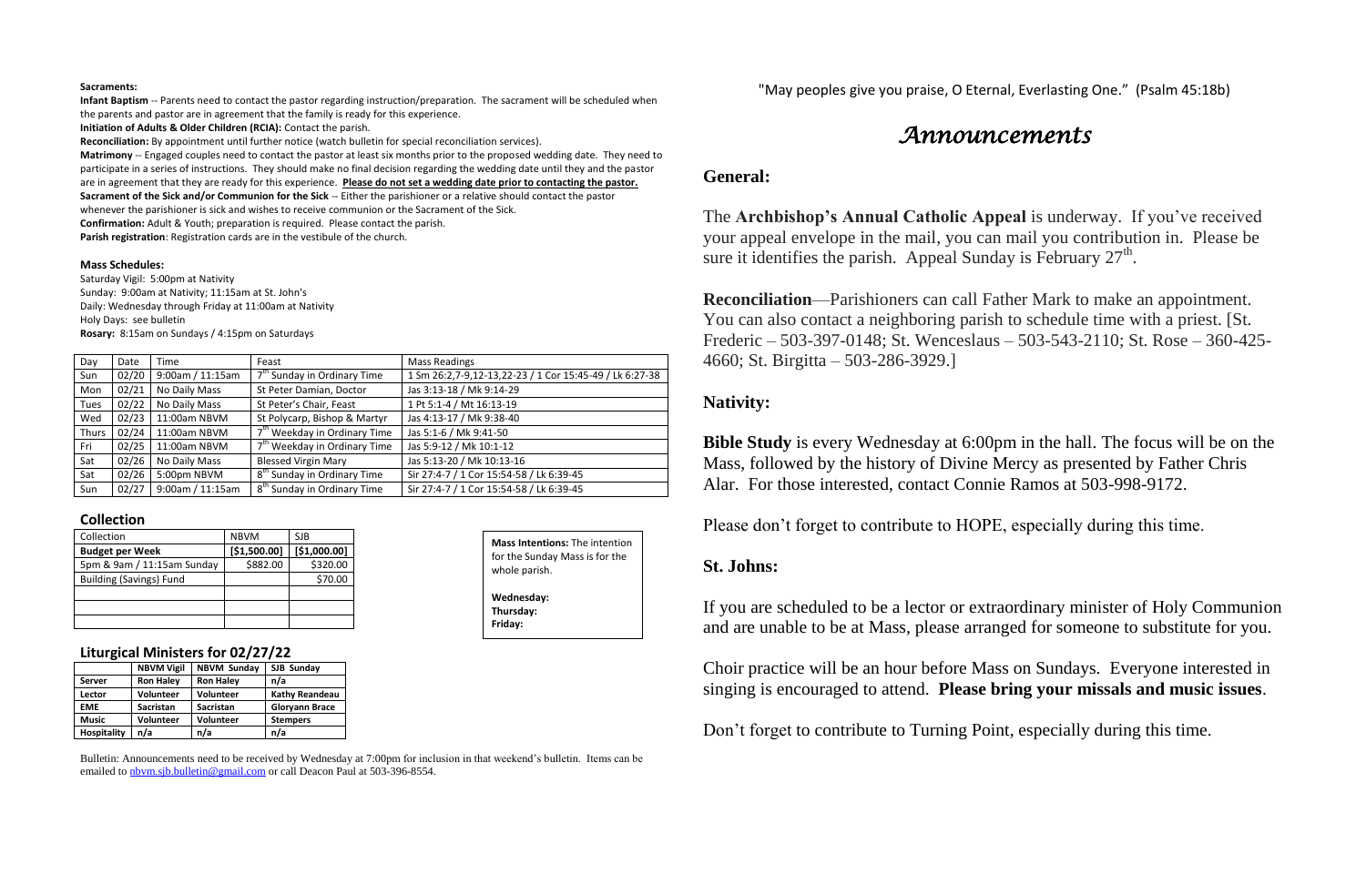**Sacraments:**

**Infant Baptism** -- Parents need to contact the pastor regarding instruction/preparation. The sacrament will be scheduled when the parents and pastor are in agreement that the family is ready for this experience.

**Initiation of Adults & Older Children (RCIA):** Contact the parish.

**Reconciliation:** By appointment until further notice (watch bulletin for special reconciliation services).

**Matrimony** -- Engaged couples need to contact the pastor at least six months prior to the proposed wedding date. They need to participate in a series of instructions. They should make no final decision regarding the wedding date until they and the pastor are in agreement that they are ready for this experience. **Please do not set a wedding date prior to contacting the pastor.**

**Sacrament of the Sick and/or Communion for the Sick** -- Either the parishioner or a relative should contact the pastor whenever the parishioner is sick and wishes to receive communion or the Sacrament of the Sick.

**Confirmation:** Adult & Youth; preparation is required. Please contact the parish.

**Parish registration**: Registration cards are in the vestibule of the church.

**Mass Schedules:**

Saturday Vigil: 5:00pm at Nativity
Sunday: 9:00am at Nativity; 11:15am at St. John's
Daily: Wednesday through Friday at 11:00am at Nativity
Holy Days: see bulletin
**Rosary:** 8:15am on Sundays / 4:15pm on Saturdays

| Day | Date | Time | Feast | Mass Readings |
|---|---|---|---|---|
| Sun | 02/20 | 9:00am / 11:15am | 7th Sunday in Ordinary Time | 1 Sm 26:2,7-9,12-13,22-23 / 1 Cor 15:45-49 / Lk 6:27-38 |
| Mon | 02/21 | No Daily Mass | St Peter Damian, Doctor | Jas 3:13-18 / Mk 9:14-29 |
| Tues | 02/22 | No Daily Mass | St Peter's Chair, Feast | 1 Pt 5:1-4 / Mt 16:13-19 |
| Wed | 02/23 | 11:00am NBVM | St Polycarp, Bishop & Martyr | Jas 4:13-17 / Mk 9:38-40 |
| Thurs | 02/24 | 11:00am NBVM | 7th Weekday in Ordinary Time | Jas 5:1-6 / Mk 9:41-50 |
| Fri | 02/25 | 11:00am NBVM | 7th Weekday in Ordinary Time | Jas 5:9-12 / Mk 10:1-12 |
| Sat | 02/26 | No Daily Mass | Blessed Virgin Mary | Jas 5:13-20 / Mk 10:13-16 |
| Sat | 02/26 | 5:00pm NBVM | 8th Sunday in Ordinary Time | Sir 27:4-7 / 1 Cor 15:54-58 / Lk 6:39-45 |
| Sun | 02/27 | 9:00am / 11:15am | 8th Sunday in Ordinary Time | Sir 27:4-7 / 1 Cor 15:54-58 / Lk 6:39-45 |

**Collection**

| Collection | NBVM | SJB |
|---|---|---|
| **Budget per Week** | **[$1,500.00]** | **[$1,000.00]** |
| 5pm & 9am / 11:15am Sunday | $882.00 | $320.00 |
| Building (Savings) Fund | | $70.00 |
| | | |
| | | |
| | | |

**Mass Intentions:** The intention for the Sunday Mass is for the whole parish.

**Wednesday:**
**Thursday:**
**Friday:**

**Liturgical Ministers for 02/27/22**

| | NBVM Vigil | NBVM Sunday | SJB Sunday |
|---|---|---|---|
| **Server** | **Ron Haley** | **Ron Haley** | **n/a** |
| **Lector** | **Volunteer** | **Volunteer** | **Kathy Reandeau** |
| **EME** | **Sacristan** | **Sacristan** | **Gloryann Brace** |
| **Music** | **Volunteer** | **Volunteer** | **Stempers** |
| **Hospitality** | **n/a** | **n/a** | **n/a** |

Bulletin: Announcements need to be received by Wednesday at 7:00pm for inclusion in that weekend's bulletin. Items can be emailed to nbvm.sjb.bulletin@gmail.com or call Deacon Paul at 503-396-8554.

"May peoples give you praise, O Eternal, Everlasting One." (Psalm 45:18b)

# *Announcements*

## General:

The **Archbishop's Annual Catholic Appeal** is underway. If you've received your appeal envelope in the mail, you can mail you contribution in. Please be sure it identifies the parish. Appeal Sunday is February 27th.

**Reconciliation**—Parishioners can call Father Mark to make an appointment. You can also contact a neighboring parish to schedule time with a priest. [St. Frederic – 503-397-0148; St. Wenceslaus – 503-543-2110; St. Rose – 360-425-4660; St. Birgitta – 503-286-3929.]

## Nativity:

**Bible Study** is every Wednesday at 6:00pm in the hall. The focus will be on the Mass, followed by the history of Divine Mercy as presented by Father Chris Alar. For those interested, contact Connie Ramos at 503-998-9172.

Please don't forget to contribute to HOPE, especially during this time.

## St. Johns:

If you are scheduled to be a lector or extraordinary minister of Holy Communion and are unable to be at Mass, please arranged for someone to substitute for you.

Choir practice will be an hour before Mass on Sundays. Everyone interested in singing is encouraged to attend. **Please bring your missals and music issues**.

Don't forget to contribute to Turning Point, especially during this time.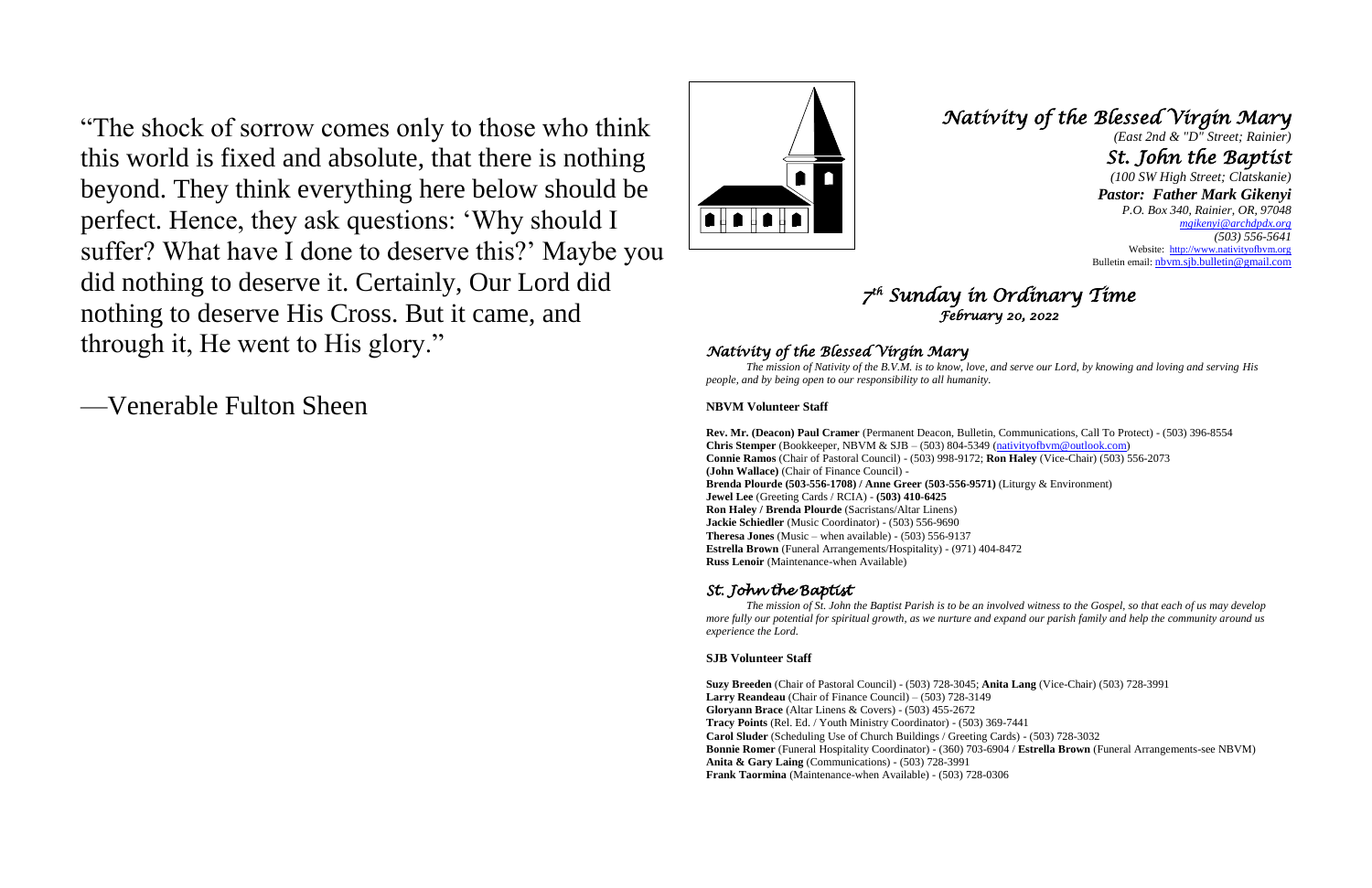"The shock of sorrow comes only to those who think this world is fixed and absolute, that there is nothing beyond. They think everything here below should be perfect. Hence, they ask questions: 'Why should I suffer? What have I done to deserve this?' Maybe you did nothing to deserve it. Certainly, Our Lord did nothing to deserve His Cross. But it came, and through it, He went to His glory."

—Venerable Fulton Sheen

# *Nativity of the Blessed Virgin Mary*

*(East 2nd & "D" Street; Rainier)*

# *St. John the Baptist*

*(100 SW High Street; Clatskanie)*

***Pastor: Father Mark Gikenyi***

*P.O. Box 340, Rainier, OR, 97048*

*mgikenyi@archdpdx.org*

*(503) 556-5641*

Website: http://www.nativityofbvm.org

Bulletin email: nbvm.sjb.bulletin@gmail.com

## *7th Sunday in Ordinary Time*

*February 20, 2022*

### *Nativity of the Blessed Virgin Mary*

*The mission of Nativity of the B.V.M. is to know, love, and serve our Lord, by knowing and loving and serving His people, and by being open to our responsibility to all humanity.*

**NBVM Volunteer Staff**

**Rev. Mr. (Deacon) Paul Cramer** (Permanent Deacon, Bulletin, Communications, Call To Protect) - (503) 396-8554
**Chris Stemper** (Bookkeeper, NBVM & SJB – (503) 804-5349 (nativityofbvm@outlook.com)
**Connie Ramos** (Chair of Pastoral Council) - (503) 998-9172; **Ron Haley** (Vice-Chair) (503) 556-2073
**(John Wallace)** (Chair of Finance Council) -
**Brenda Plourde (503-556-1708) / Anne Greer (503-556-9571)** (Liturgy & Environment)
**Jewel Lee** (Greeting Cards / RCIA) - **(503) 410-6425**
**Ron Haley / Brenda Plourde** (Sacristans/Altar Linens)
**Jackie Schiedler** (Music Coordinator) - (503) 556-9690
**Theresa Jones** (Music – when available) - (503) 556-9137
**Estrella Brown** (Funeral Arrangements/Hospitality) - (971) 404-8472
**Russ Lenoir** (Maintenance-when Available)

### *St. John the Baptist*

*The mission of St. John the Baptist Parish is to be an involved witness to the Gospel, so that each of us may develop more fully our potential for spiritual growth, as we nurture and expand our parish family and help the community around us experience the Lord.*

**SJB Volunteer Staff**

**Suzy Breeden** (Chair of Pastoral Council) - (503) 728-3045; **Anita Lang** (Vice-Chair) (503) 728-3991
**Larry Reandeau** (Chair of Finance Council) – (503) 728-3149
**Gloryann Brace** (Altar Linens & Covers) - (503) 455-2672
**Tracy Points** (Rel. Ed. / Youth Ministry Coordinator) - (503) 369-7441
**Carol Sluder** (Scheduling Use of Church Buildings / Greeting Cards) - (503) 728-3032
**Bonnie Romer** (Funeral Hospitality Coordinator) - (360) 703-6904 / **Estrella Brown** (Funeral Arrangements-see NBVM)
**Anita & Gary Laing** (Communications) - (503) 728-3991
**Frank Taormina** (Maintenance-when Available) - (503) 728-0306